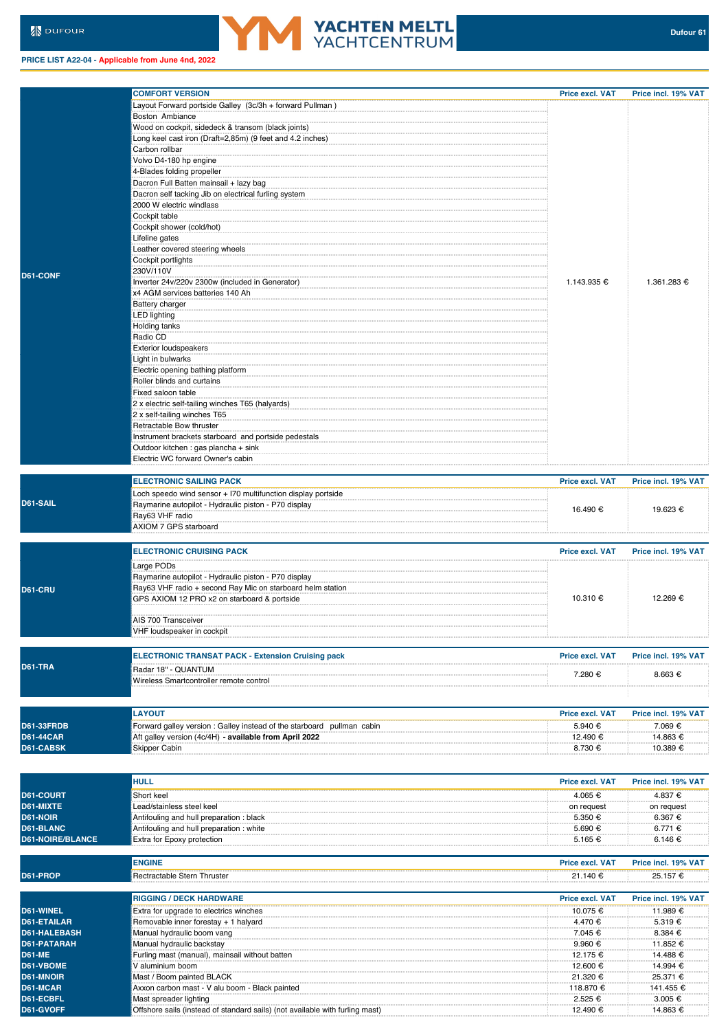# Dufour 61

**PRICE LIST A22-04 - Applicable from June 4nd, 2022**

| Code | COMFORT VERSION | Price excl. VAT | Price incl. 19% VAT |
|---|---|---|---|
| D61-CONF | Layout Forward portside Galley (3c/3h + forward Pullman ) | 1.143.935 € | 1.361.283 € |
| | Boston Ambiance | | |
| | Wood on cockpit, sidedeck & transom (black joints) | | |
| | Long keel cast iron (Draft=2,85m) (9 feet and 4.2 inches) | | |
| | Carbon rollbar | | |
| | Volvo D4-180 hp engine | | |
| | 4-Blades folding propeller | | |
| | Dacron Full Batten mainsail + lazy bag | | |
| | Dacron self tacking Jib on electrical furling system | | |
| | 2000 W electric windlass | | |
| | Cockpit table | | |
| | Cockpit shower (cold/hot) | | |
| | Lifeline gates | | |
| | Leather covered steering wheels | | |
| | Cockpit portlights | | |
| | 230V/110V | | |
| | Inverter 24v/220v 2300w (included in Generator) | | |
| | x4 AGM services batteries 140 Ah | | |
| | Battery charger | | |
| | LED lighting | | |
| | Holding tanks | | |
| | Radio CD | | |
| | Exterior loudspeakers | | |
| | Light in bulwarks | | |
| | Electric opening bathing platform | | |
| | Roller blinds and curtains | | |
| | Fixed saloon table | | |
| | 2 x electric self-tailing winches T65 (halyards) | | |
| | 2 x self-tailing winches T65 | | |
| | Retractable Bow thruster | | |
| | Instrument brackets starboard and portside pedestals | | |
| | Outdoor kitchen : gas plancha + sink | | |
| | Electric WC forward Owner's cabin | | |

| Code | ELECTRONIC SAILING PACK | Price excl. VAT | Price incl. 19% VAT |
|---|---|---|---|
| D61-SAIL | Loch speedo wind sensor + I70 multifunction display portside | 16.490 € | 19.623 € |
| | Raymarine autopilot - Hydraulic piston - P70 display | | |
| | Ray63 VHF radio | | |
| | AXIOM 7 GPS starboard | | |

| Code | ELECTRONIC CRUISING PACK | Price excl. VAT | Price incl. 19% VAT |
|---|---|---|---|
| D61-CRU | Large PODs | 10.310 € | 12.269 € |
| | Raymarine autopilot - Hydraulic piston - P70 display | | |
| | Ray63 VHF radio + second Ray Mic on starboard helm station | | |
| | GPS AXIOM 12 PRO x2 on starboard & portside | | |
| | AIS 700 Transceiver | | |
| | VHF loudspeaker in cockpit | | |

| Code | ELECTRONIC TRANSAT PACK - Extension Cruising pack | Price excl. VAT | Price incl. 19% VAT |
|---|---|---|---|
| D61-TRA | Radar 18" - QUANTUM | 7.280 € | 8.663 € |
| | Wireless Smartcontroller remote control | | |

| Code | LAYOUT | Price excl. VAT | Price incl. 19% VAT |
|---|---|---|---|
| D61-33FRDB | Forward galley version : Galley instead of the starboard pullman cabin | 5.940 € | 7.069 € |
| D61-44CAR | Aft galley version (4c/4H) **- available from April 2022** | 12.490 € | 14.863 € |
| D61-CABSK | Skipper Cabin | 8.730 € | 10.389 € |

| Code | HULL | Price excl. VAT | Price incl. 19% VAT |
|---|---|---|---|
| D61-COURT | Short keel | 4.065 € | 4.837 € |
| D61-MIXTE | Lead/stainless steel keel | on request | on request |
| D61-NOIR | Antifouling and hull preparation : black | 5.350 € | 6.367 € |
| D61-BLANC | Antifouling and hull preparation : white | 5.690 € | 6.771 € |
| D61-NOIRE/BLANCE | Extra for Epoxy protection | 5.165 € | 6.146 € |

| Code | ENGINE | Price excl. VAT | Price incl. 19% VAT |
|---|---|---|---|
| D61-PROP | Rectractable Stern Thruster | 21.140 € | 25.157 € |

| Code | RIGGING / DECK HARDWARE | Price excl. VAT | Price incl. 19% VAT |
|---|---|---|---|
| D61-WINEL | Extra for upgrade to electrics winches | 10.075 € | 11.989 € |
| D61-ETAILAR | Removable inner forestay + 1 halyard | 4.470 € | 5.319 € |
| D61-HALEBASH | Manual hydraulic boom vang | 7.045 € | 8.384 € |
| D61-PATARAH | Manual hydraulic backstay | 9.960 € | 11.852 € |
| D61-ME | Furling mast (manual), mainsail without batten | 12.175 € | 14.488 € |
| D61-VBOME | V aluminium boom | 12.600 € | 14.994 € |
| D61-MNOIR | Mast / Boom painted BLACK | 21.320 € | 25.371 € |
| D61-MCAR | Axxon carbon mast - V alu boom - Black painted | 118.870 € | 141.455 € |
| D61-ECBFL | Mast spreader lighting | 2.525 € | 3.005 € |
| D61-GVOFF | Offshore sails (instead of standard sails) (not available with furling mast) | 12.490 € | 14.863 € |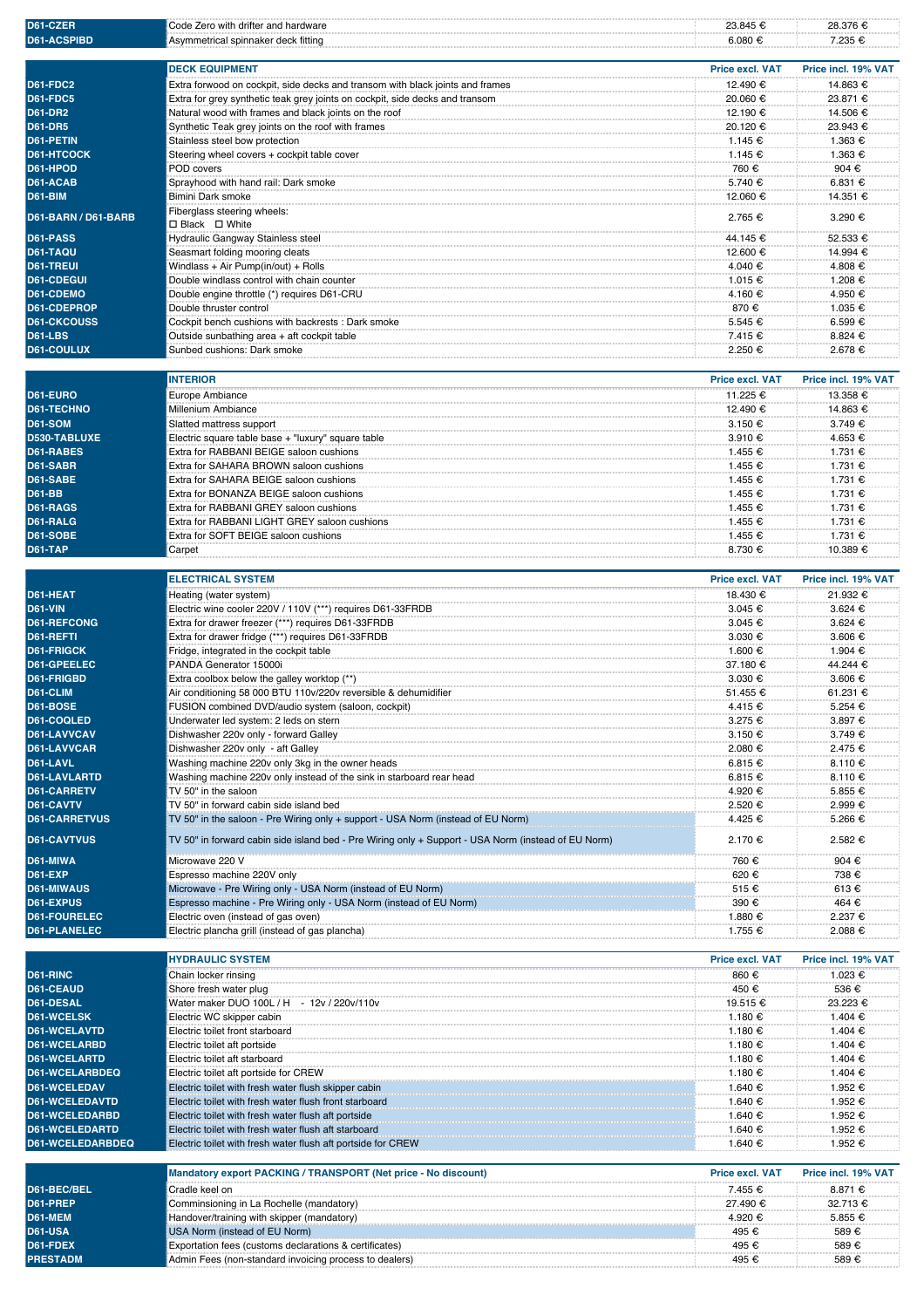| | | | |
|---|---|---|---|
| D61-CZER | Code Zero with drifter and hardware | 23.845 € | 28.376 € |
| D61-ACSPIBD | Asymmetrical spinnaker deck fitting | 6.080 € | 7.235 € |

| | DECK EQUIPMENT | Price excl. VAT | Price incl. 19% VAT |
|---|---|---|---|
| D61-FDC2 | Extra forwood on cockpit, side decks and transom with black joints and frames | 12.490 € | 14.863 € |
| D61-FDC5 | Extra for grey synthetic teak grey joints on cockpit, side decks and transom | 20.060 € | 23.871 € |
| D61-DR2 | Natural wood with frames and black joints on the roof | 12.190 € | 14.506 € |
| D61-DR5 | Synthetic Teak grey joints on the roof with frames | 20.120 € | 23.943 € |
| D61-PETIN | Stainless steel bow protection | 1.145 € | 1.363 € |
| D61-HTCOCK | Steering wheel covers + cockpit table cover | 1.145 € | 1.363 € |
| D61-HPOD | POD covers | 760 € | 904 € |
| D61-ACAB | Sprayhood with hand rail: Dark smoke | 5.740 € | 6.831 € |
| D61-BIM | Bimini Dark smoke | 12.060 € | 14.351 € |
| D61-BARN / D61-BARB | Fiberglass steering wheels: ☐ Black ☐ White | 2.765 € | 3.290 € |
| D61-PASS | Hydraulic Gangway Stainless steel | 44.145 € | 52.533 € |
| D61-TAQU | Seasmart folding mooring cleats | 12.600 € | 14.994 € |
| D61-TREUI | Windlass + Air Pump(in/out) + Rolls | 4.040 € | 4.808 € |
| D61-CDEGUI | Double windlass control with chain counter | 1.015 € | 1.208 € |
| D61-CDEMO | Double engine throttle (*) requires D61-CRU | 4.160 € | 4.950 € |
| D61-CDEPROP | Double thruster control | 870 € | 1.035 € |
| D61-CKCOUSS | Cockpit bench cushions with backrests : Dark smoke | 5.545 € | 6.599 € |
| D61-LBS | Outside sunbathing area + aft cockpit table | 7.415 € | 8.824 € |
| D61-COULUX | Sunbed cushions: Dark smoke | 2.250 € | 2.678 € |

| | INTERIOR | Price excl. VAT | Price incl. 19% VAT |
|---|---|---|---|
| D61-EURO | Europe Ambiance | 11.225 € | 13.358 € |
| D61-TECHNO | Millenium Ambiance | 12.490 € | 14.863 € |
| D61-SOM | Slatted mattress support | 3.150 € | 3.749 € |
| D530-TABLUXE | Electric square table base + "luxury" square table | 3.910 € | 4.653 € |
| D61-RABES | Extra for RABBANI BEIGE saloon cushions | 1.455 € | 1.731 € |
| D61-SABR | Extra for SAHARA BROWN saloon cushions | 1.455 € | 1.731 € |
| D61-SABE | Extra for SAHARA BEIGE saloon cushions | 1.455 € | 1.731 € |
| D61-BB | Extra for BONANZA BEIGE saloon cushions | 1.455 € | 1.731 € |
| D61-RAGS | Extra for RABBANI GREY saloon cushions | 1.455 € | 1.731 € |
| D61-RALG | Extra for RABBANI LIGHT GREY saloon cushions | 1.455 € | 1.731 € |
| D61-SOBE | Extra for SOFT BEIGE saloon cushions | 1.455 € | 1.731 € |
| D61-TAP | Carpet | 8.730 € | 10.389 € |

| | ELECTRICAL SYSTEM | Price excl. VAT | Price incl. 19% VAT |
|---|---|---|---|
| D61-HEAT | Heating (water system) | 18.430 € | 21.932 € |
| D61-VIN | Electric wine cooler 220V / 110V (***) requires D61-33FRDB | 3.045 € | 3.624 € |
| D61-REFCONG | Extra for drawer freezer (***) requires D61-33FRDB | 3.045 € | 3.624 € |
| D61-REFTI | Extra for drawer fridge (***) requires D61-33FRDB | 3.030 € | 3.606 € |
| D61-FRIGCK | Fridge, integrated in the cockpit table | 1.600 € | 1.904 € |
| D61-GPEELEC | PANDA Generator 15000i | 37.180 € | 44.244 € |
| D61-FRIGBD | Extra coolbox below the galley worktop (**) | 3.030 € | 3.606 € |
| D61-CLIM | Air conditioning 58 000 BTU 110v/220v reversible & dehumidifier | 51.455 € | 61.231 € |
| D61-BOSE | FUSION combined DVD/audio system (saloon, cockpit) | 4.415 € | 5.254 € |
| D61-COQLED | Underwater led system: 2 leds on stern | 3.275 € | 3.897 € |
| D61-LAVVCAV | Dishwasher 220v only - forward Galley | 3.150 € | 3.749 € |
| D61-LAVVCAR | Dishwasher 220v only - aft Galley | 2.080 € | 2.475 € |
| D61-LAVL | Washing machine 220v only 3kg in the owner heads | 6.815 € | 8.110 € |
| D61-LAVLARTD | Washing machine 220v only instead of the sink in starboard rear head | 6.815 € | 8.110 € |
| D61-CARRETV | TV 50" in the saloon | 4.920 € | 5.855 € |
| D61-CAVTV | TV 50" in forward cabin side island bed | 2.520 € | 2.999 € |
| D61-CARRETVUS | TV 50" in the saloon - Pre Wiring only + support - USA Norm (instead of EU Norm) | 4.425 € | 5.266 € |
| D61-CAVTVUS | TV 50" in forward cabin side island bed - Pre Wiring only + Support - USA Norm (instead of EU Norm) | 2.170 € | 2.582 € |
| D61-MIWA | Microwave 220 V | 760 € | 904 € |
| D61-EXP | Espresso machine 220V only | 620 € | 738 € |
| D61-MIWAUS | Microwave - Pre Wiring only - USA Norm (instead of EU Norm) | 515 € | 613 € |
| D61-EXPUS | Espresso machine - Pre Wiring only - USA Norm (instead of EU Norm) | 390 € | 464 € |
| D61-FOURELEC | Electric oven (instead of gas oven) | 1.880 € | 2.237 € |
| D61-PLANELEC | Electric plancha grill (instead of gas plancha) | 1.755 € | 2.088 € |

| | HYDRAULIC SYSTEM | Price excl. VAT | Price incl. 19% VAT |
|---|---|---|---|
| D61-RINC | Chain locker rinsing | 860 € | 1.023 € |
| D61-CEAUD | Shore fresh water plug | 450 € | 536 € |
| D61-DESAL | Water maker DUO 100L / H - 12v / 220v/110v | 19.515 € | 23.223 € |
| D61-WCELSK | Electric WC skipper cabin | 1.180 € | 1.404 € |
| D61-WCELAVTD | Electric toilet front starboard | 1.180 € | 1.404 € |
| D61-WCELARBD | Electric toilet aft portside | 1.180 € | 1.404 € |
| D61-WCELARTD | Electric toilet aft starboard | 1.180 € | 1.404 € |
| D61-WCELARBDEQ | Electric toilet aft portside for CREW | 1.180 € | 1.404 € |
| D61-WCELEDAV | Electric toilet with fresh water flush skipper cabin | 1.640 € | 1.952 € |
| D61-WCELEDAVTD | Electric toilet with fresh water flush front starboard | 1.640 € | 1.952 € |
| D61-WCELEDARBD | Electric toilet with fresh water flush aft portside | 1.640 € | 1.952 € |
| D61-WCELEDARTD | Electric toilet with fresh water flush aft starboard | 1.640 € | 1.952 € |
| D61-WCELEDARBDEQ | Electric toilet with fresh water flush aft portside for CREW | 1.640 € | 1.952 € |

| | Mandatory export PACKING / TRANSPORT (Net price - No discount) | Price excl. VAT | Price incl. 19% VAT |
|---|---|---|---|
| D61-BEC/BEL | Cradle keel on | 7.455 € | 8.871 € |
| D61-PREP | Comminsioning in La Rochelle (mandatory) | 27.490 € | 32.713 € |
| D61-MEM | Handover/training with skipper (mandatory) | 4.920 € | 5.855 € |
| D61-USA | USA Norm (instead of EU Norm) | 495 € | 589 € |
| D61-FDEX | Exportation fees (customs declarations & certificates) | 495 € | 589 € |
| PRESTADM | Admin Fees (non-standard invoicing process to dealers) | 495 € | 589 € |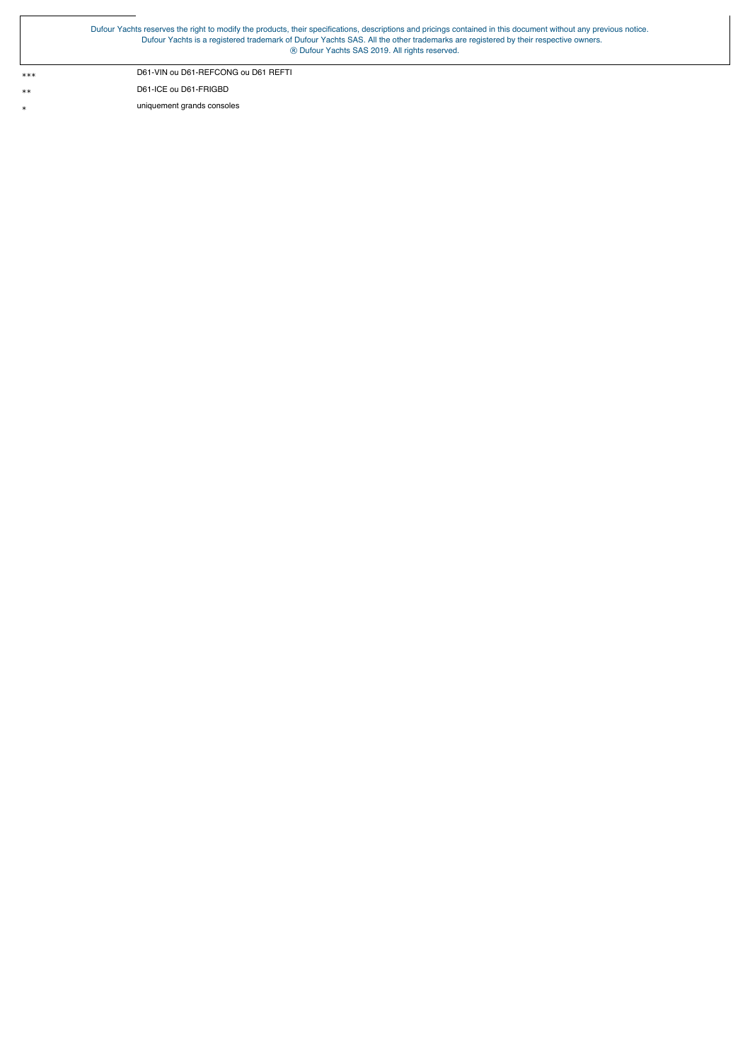Dufour Yachts reserves the right to modify the products, their specifications, descriptions and pricings contained in this document without any previous notice.
Dufour Yachts is a registered trademark of Dufour Yachts SAS. All the other trademarks are registered by their respective owners.
® Dufour Yachts SAS 2019. All rights reserved.

| | |
|---|---|
| *** | D61-VIN ou D61-REFCONG ou D61 REFTI |
| ** | D61-ICE ou D61-FRIGBD |
| * | uniquement grands consoles |